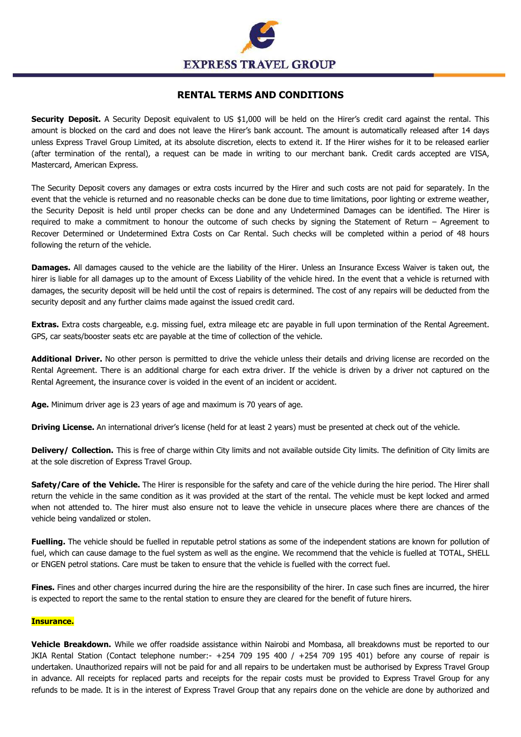EXPRESS TRAVEL GROUP

# RENTAL TERMS AND CONDITIONS

**Security Deposit.** A Security Deposit equivalent to US $1,000 will be held on the Hirer's credit card against the rental. This amount is blocked on the card and does not leave the Hirer's bank account. The amount is automatically released after 14 days unless Express Travel Group Limited, at its absolute discretion, elects to extend it. If the Hirer wishes for it to be released earlier (after termination of the rental), a request can be made in writing to our merchant bank. Credit cards accepted are VISA, Mastercard, American Express.

The Security Deposit covers any damages or extra costs incurred by the Hirer and such costs are not paid for separately. In the event that the vehicle is returned and no reasonable checks can be done due to time limitations, poor lighting or extreme weather, the Security Deposit is held until proper checks can be done and any Undetermined Damages can be identified. The Hirer is required to make a commitment to honour the outcome of such checks by signing the Statement of Return – Agreement to Recover Determined or Undetermined Extra Costs on Car Rental. Such checks will be completed within a period of 48 hours following the return of the vehicle.

**Damages.** All damages caused to the vehicle are the liability of the Hirer. Unless an Insurance Excess Waiver is taken out, the hirer is liable for all damages up to the amount of Excess Liability of the vehicle hired. In the event that a vehicle is returned with damages, the security deposit will be held until the cost of repairs is determined. The cost of any repairs will be deducted from the security deposit and any further claims made against the issued credit card.

**Extras.** Extra costs chargeable, e.g. missing fuel, extra mileage etc are payable in full upon termination of the Rental Agreement. GPS, car seats/booster seats etc are payable at the time of collection of the vehicle.

**Additional Driver.** No other person is permitted to drive the vehicle unless their details and driving license are recorded on the Rental Agreement. There is an additional charge for each extra driver. If the vehicle is driven by a driver not captured on the Rental Agreement, the insurance cover is voided in the event of an incident or accident.

**Age.** Minimum driver age is 23 years of age and maximum is 70 years of age.

**Driving License.** An international driver's license (held for at least 2 years) must be presented at check out of the vehicle.

**Delivery/ Collection.** This is free of charge within City limits and not available outside City limits. The definition of City limits are at the sole discretion of Express Travel Group.

**Safety/Care of the Vehicle.** The Hirer is responsible for the safety and care of the vehicle during the hire period. The Hirer shall return the vehicle in the same condition as it was provided at the start of the rental. The vehicle must be kept locked and armed when not attended to. The hirer must also ensure not to leave the vehicle in unsecure places where there are chances of the vehicle being vandalized or stolen.

**Fuelling.** The vehicle should be fuelled in reputable petrol stations as some of the independent stations are known for pollution of fuel, which can cause damage to the fuel system as well as the engine. We recommend that the vehicle is fuelled at TOTAL, SHELL or ENGEN petrol stations. Care must be taken to ensure that the vehicle is fuelled with the correct fuel.

**Fines.** Fines and other charges incurred during the hire are the responsibility of the hirer. In case such fines are incurred, the hirer is expected to report the same to the rental station to ensure they are cleared for the benefit of future hirers.

**Insurance.**

**Vehicle Breakdown.** While we offer roadside assistance within Nairobi and Mombasa, all breakdowns must be reported to our JKIA Rental Station (Contact telephone number:- +254 709 195 400 / +254 709 195 401) before any course of repair is undertaken. Unauthorized repairs will not be paid for and all repairs to be undertaken must be authorised by Express Travel Group in advance. All receipts for replaced parts and receipts for the repair costs must be provided to Express Travel Group for any refunds to be made. It is in the interest of Express Travel Group that any repairs done on the vehicle are done by authorized and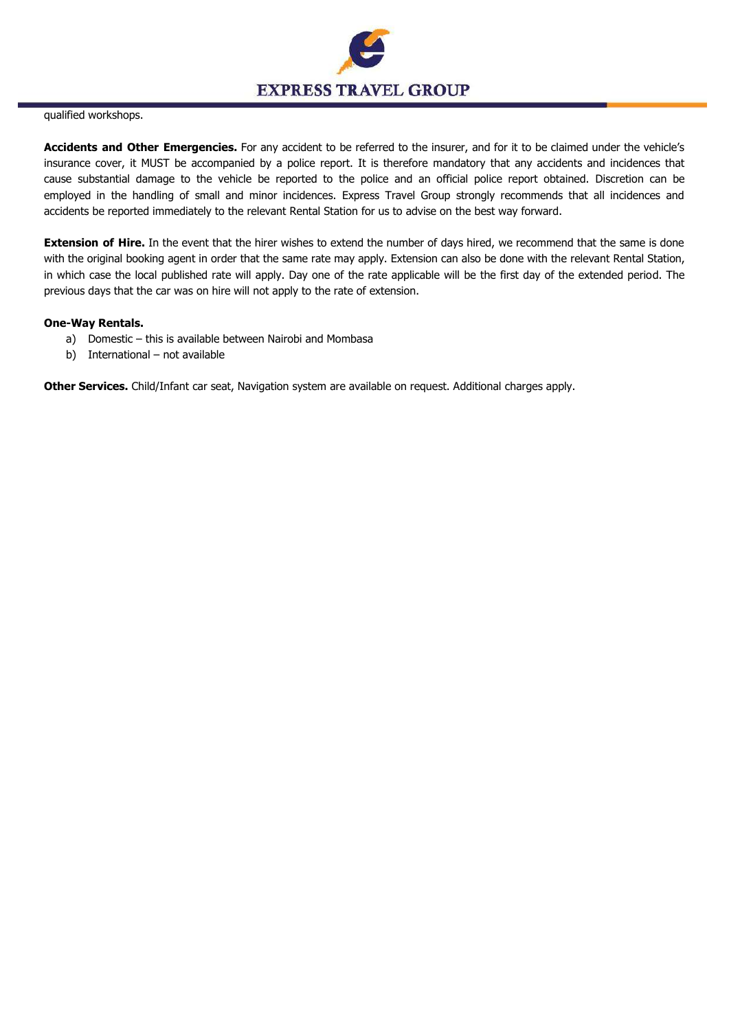qualified workshops.

**Accidents and Other Emergencies.** For any accident to be referred to the insurer, and for it to be claimed under the vehicle's insurance cover, it MUST be accompanied by a police report. It is therefore mandatory that any accidents and incidences that cause substantial damage to the vehicle be reported to the police and an official police report obtained. Discretion can be employed in the handling of small and minor incidences. Express Travel Group strongly recommends that all incidences and accidents be reported immediately to the relevant Rental Station for us to advise on the best way forward.

**Extension of Hire.** In the event that the hirer wishes to extend the number of days hired, we recommend that the same is done with the original booking agent in order that the same rate may apply. Extension can also be done with the relevant Rental Station, in which case the local published rate will apply. Day one of the rate applicable will be the first day of the extended period. The previous days that the car was on hire will not apply to the rate of extension.

**One-Way Rentals.**

a) Domestic – this is available between Nairobi and Mombasa
b) International – not available

**Other Services.** Child/Infant car seat, Navigation system are available on request. Additional charges apply.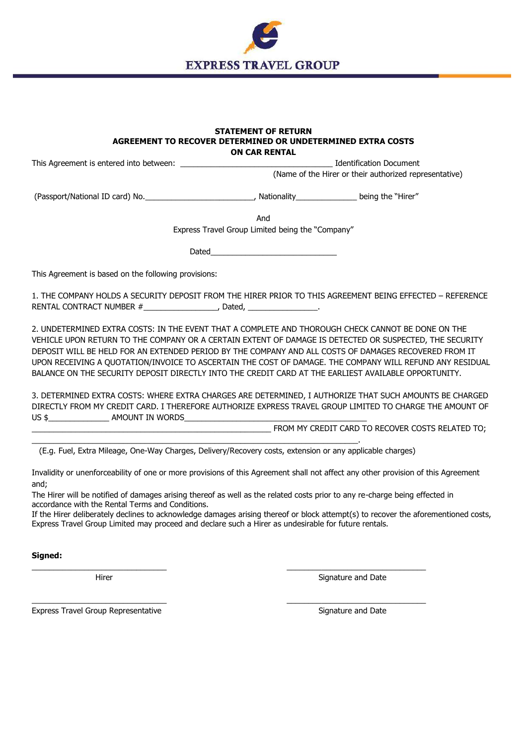EXPRESS TRAVEL GROUP

**STATEMENT OF RETURN**
**AGREEMENT TO RECOVER DETERMINED OR UNDETERMINED EXTRA COSTS**
**ON CAR RENTAL**

This Agreement is entered into between: ____________________________________ Identification Document
(Name of the Hirer or their authorized representative)

(Passport/National ID card) No.__________________________, Nationality______________ being the "Hirer"

And
Express Travel Group Limited being the "Company"

Dated_____________________________

This Agreement is based on the following provisions:

1. THE COMPANY HOLDS A SECURITY DEPOSIT FROM THE HIRER PRIOR TO THIS AGREEMENT BEING EFFECTED – REFERENCE RENTAL CONTRACT NUMBER #_________________, Dated, ________________.

2. UNDETERMINED EXTRA COSTS: IN THE EVENT THAT A COMPLETE AND THOROUGH CHECK CANNOT BE DONE ON THE VEHICLE UPON RETURN TO THE COMPANY OR A CERTAIN EXTENT OF DAMAGE IS DETECTED OR SUSPECTED, THE SECURITY DEPOSIT WILL BE HELD FOR AN EXTENDED PERIOD BY THE COMPANY AND ALL COSTS OF DAMAGES RECOVERED FROM IT UPON RECEIVING A QUOTATION/INVOICE TO ASCERTAIN THE COST OF DAMAGE. THE COMPANY WILL REFUND ANY RESIDUAL BALANCE ON THE SECURITY DEPOSIT DIRECTLY INTO THE CREDIT CARD AT THE EARLIEST AVAILABLE OPPORTUNITY.

3. DETERMINED EXTRA COSTS: WHERE EXTRA CHARGES ARE DETERMINED, I AUTHORIZE THAT SUCH AMOUNTS BE CHARGED DIRECTLY FROM MY CREDIT CARD. I THEREFORE AUTHORIZE EXPRESS TRAVEL GROUP LIMITED TO CHARGE THE AMOUNT OF US $______________ AMOUNT IN WORDS____________________________________________
_________________________________________________________ FROM MY CREDIT CARD TO RECOVER COSTS RELATED TO;
_____________________________________________________________________________.
(E.g. Fuel, Extra Mileage, One-Way Charges, Delivery/Recovery costs, extension or any applicable charges)

Invalidity or unenforceability of one or more provisions of this Agreement shall not affect any other provision of this Agreement and;
The Hirer will be notified of damages arising thereof as well as the related costs prior to any re-charge being effected in accordance with the Rental Terms and Conditions.
If the Hirer deliberately declines to acknowledge damages arising thereof or block attempt(s) to recover the aforementioned costs, Express Travel Group Limited may proceed and declare such a Hirer as undesirable for future rentals.

**Signed:**

________________________________ ________________________________
Hirer Signature and Date

________________________________ ________________________________
Express Travel Group Representative Signature and Date